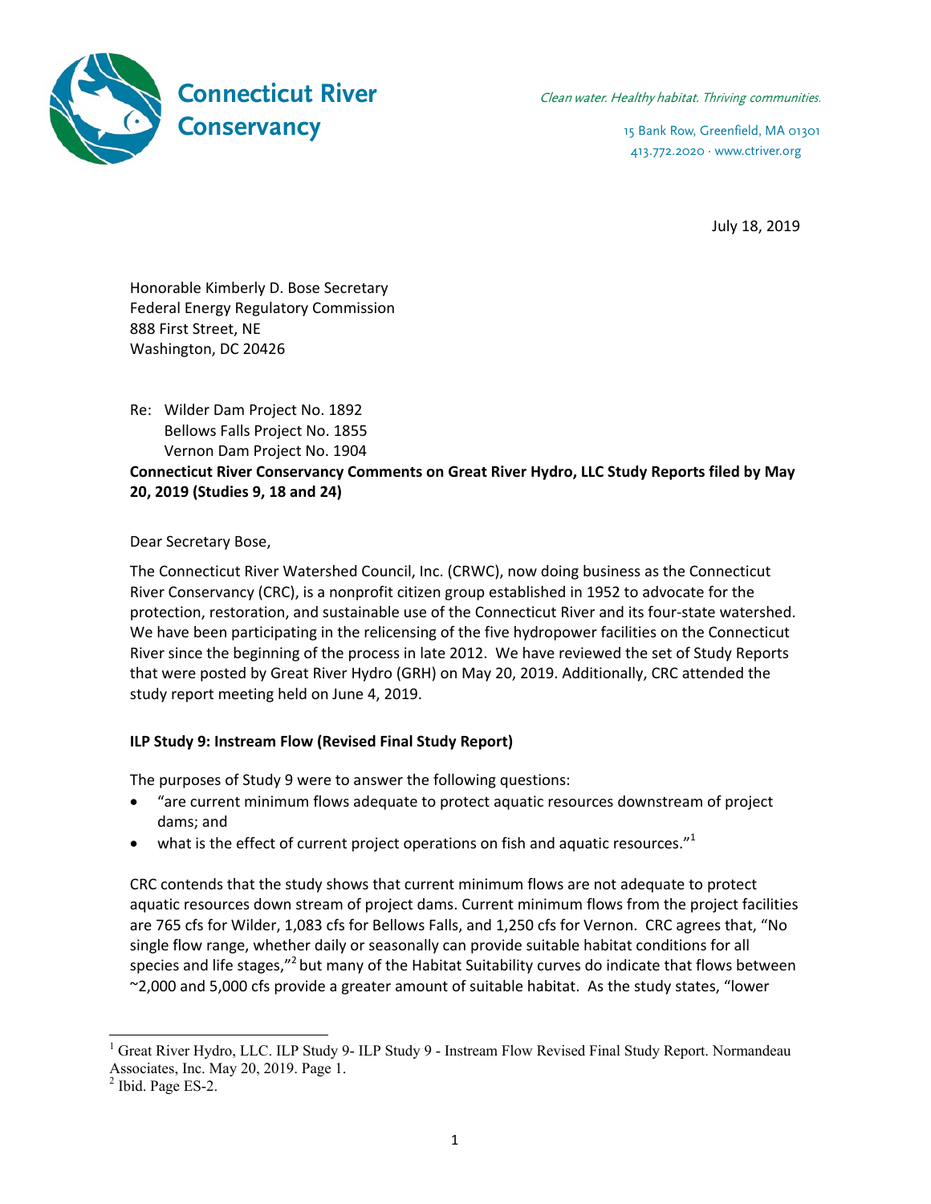**Connecticut River Conservancy**

*Clean water. Healthy habitat. Thriving communities.*

15 Bank Row, Greenfield, MA 01301
413.772.2020 · www.ctriver.org

July 18, 2019

Honorable Kimberly D. Bose Secretary
Federal Energy Regulatory Commission
888 First Street, NE
Washington, DC 20426

Re: Wilder Dam Project No. 1892
Bellows Falls Project No. 1855
Vernon Dam Project No. 1904

**Connecticut River Conservancy Comments on Great River Hydro, LLC Study Reports filed by May 20, 2019 (Studies 9, 18 and 24)**

Dear Secretary Bose,

The Connecticut River Watershed Council, Inc. (CRWC), now doing business as the Connecticut River Conservancy (CRC), is a nonprofit citizen group established in 1952 to advocate for the protection, restoration, and sustainable use of the Connecticut River and its four-state watershed. We have been participating in the relicensing of the five hydropower facilities on the Connecticut River since the beginning of the process in late 2012. We have reviewed the set of Study Reports that were posted by Great River Hydro (GRH) on May 20, 2019. Additionally, CRC attended the study report meeting held on June 4, 2019.

**ILP Study 9: Instream Flow (Revised Final Study Report)**

The purposes of Study 9 were to answer the following questions:

- "are current minimum flows adequate to protect aquatic resources downstream of project dams; and
- what is the effect of current project operations on fish and aquatic resources."[1]

CRC contends that the study shows that current minimum flows are not adequate to protect aquatic resources down stream of project dams. Current minimum flows from the project facilities are 765 cfs for Wilder, 1,083 cfs for Bellows Falls, and 1,250 cfs for Vernon. CRC agrees that, "No single flow range, whether daily or seasonally can provide suitable habitat conditions for all species and life stages,"[2] but many of the Habitat Suitability curves do indicate that flows between ~2,000 and 5,000 cfs provide a greater amount of suitable habitat. As the study states, "lower

[1] Great River Hydro, LLC. ILP Study 9- ILP Study 9 - Instream Flow Revised Final Study Report. Normandeau Associates, Inc. May 20, 2019. Page 1.

[2] Ibid. Page ES-2.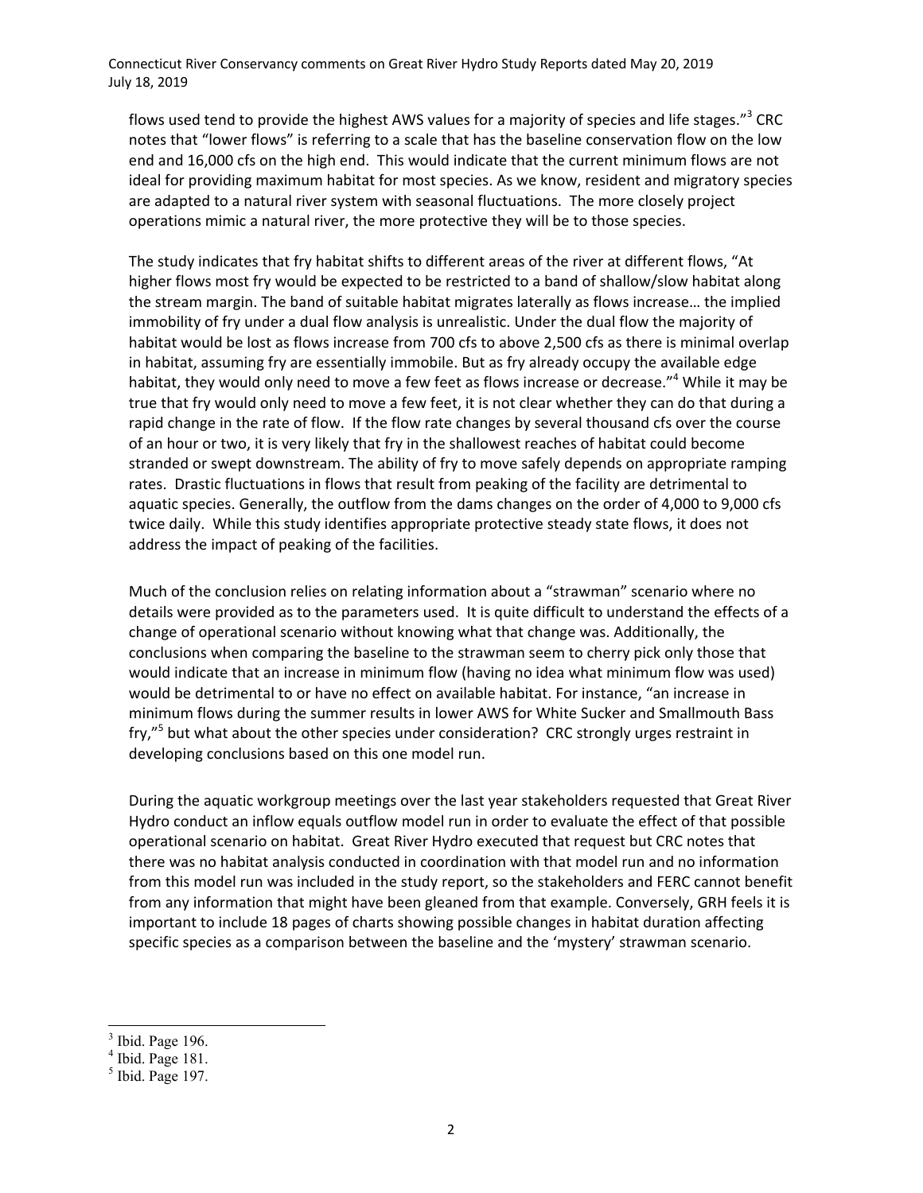flows used tend to provide the highest AWS values for a majority of species and life stages."[3] CRC notes that "lower flows" is referring to a scale that has the baseline conservation flow on the low end and 16,000 cfs on the high end. This would indicate that the current minimum flows are not ideal for providing maximum habitat for most species. As we know, resident and migratory species are adapted to a natural river system with seasonal fluctuations. The more closely project operations mimic a natural river, the more protective they will be to those species.

The study indicates that fry habitat shifts to different areas of the river at different flows, "At higher flows most fry would be expected to be restricted to a band of shallow/slow habitat along the stream margin. The band of suitable habitat migrates laterally as flows increase… the implied immobility of fry under a dual flow analysis is unrealistic. Under the dual flow the majority of habitat would be lost as flows increase from 700 cfs to above 2,500 cfs as there is minimal overlap in habitat, assuming fry are essentially immobile. But as fry already occupy the available edge habitat, they would only need to move a few feet as flows increase or decrease."[4] While it may be true that fry would only need to move a few feet, it is not clear whether they can do that during a rapid change in the rate of flow. If the flow rate changes by several thousand cfs over the course of an hour or two, it is very likely that fry in the shallowest reaches of habitat could become stranded or swept downstream. The ability of fry to move safely depends on appropriate ramping rates. Drastic fluctuations in flows that result from peaking of the facility are detrimental to aquatic species. Generally, the outflow from the dams changes on the order of 4,000 to 9,000 cfs twice daily. While this study identifies appropriate protective steady state flows, it does not address the impact of peaking of the facilities.

Much of the conclusion relies on relating information about a "strawman" scenario where no details were provided as to the parameters used. It is quite difficult to understand the effects of a change of operational scenario without knowing what that change was. Additionally, the conclusions when comparing the baseline to the strawman seem to cherry pick only those that would indicate that an increase in minimum flow (having no idea what minimum flow was used) would be detrimental to or have no effect on available habitat. For instance, "an increase in minimum flows during the summer results in lower AWS for White Sucker and Smallmouth Bass fry,"[5] but what about the other species under consideration? CRC strongly urges restraint in developing conclusions based on this one model run.

During the aquatic workgroup meetings over the last year stakeholders requested that Great River Hydro conduct an inflow equals outflow model run in order to evaluate the effect of that possible operational scenario on habitat. Great River Hydro executed that request but CRC notes that there was no habitat analysis conducted in coordination with that model run and no information from this model run was included in the study report, so the stakeholders and FERC cannot benefit from any information that might have been gleaned from that example. Conversely, GRH feels it is important to include 18 pages of charts showing possible changes in habitat duration affecting specific species as a comparison between the baseline and the 'mystery' strawman scenario.

---

[3] Ibid. Page 196.
[4] Ibid. Page 181.
[5] Ibid. Page 197.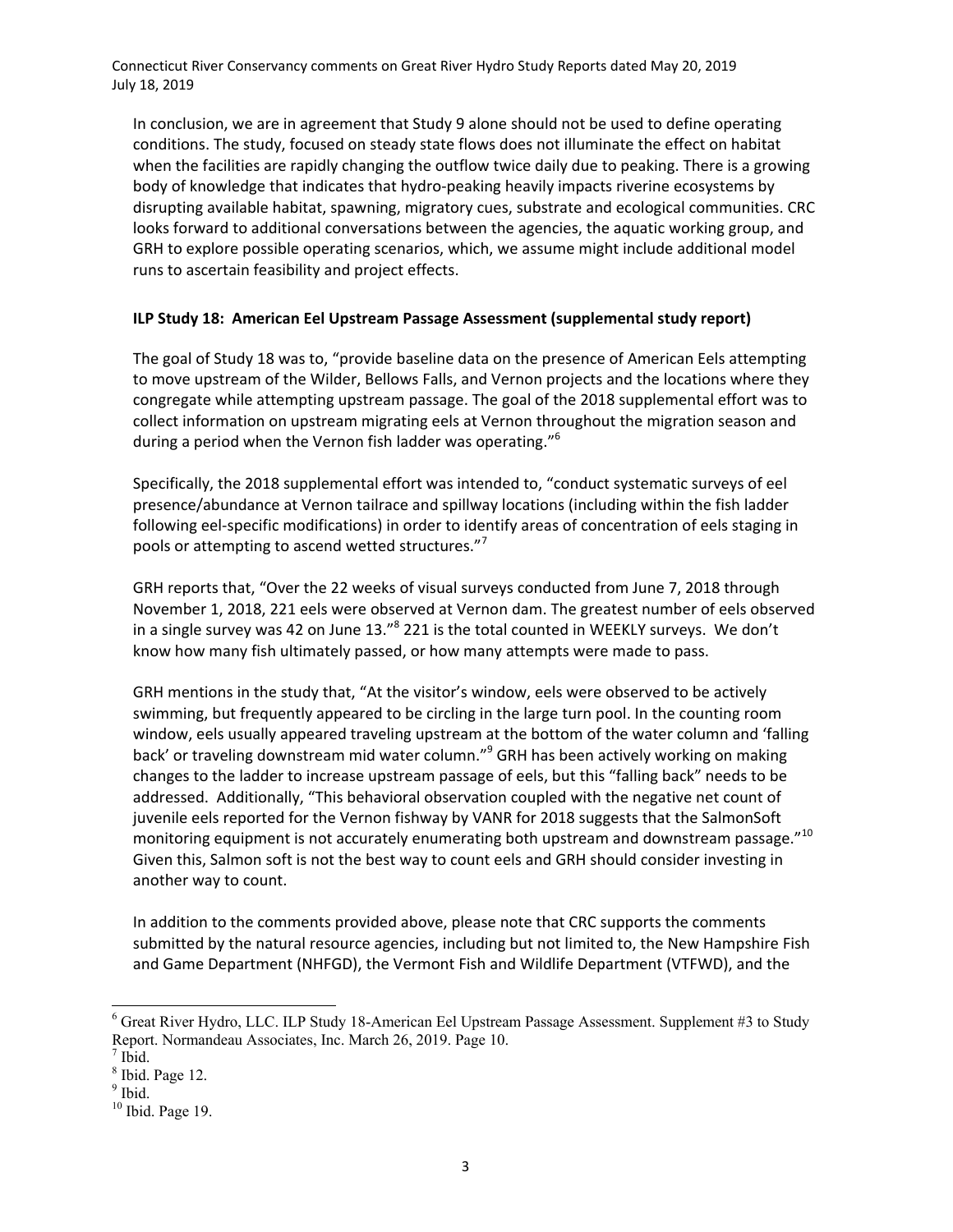In conclusion, we are in agreement that Study 9 alone should not be used to define operating conditions. The study, focused on steady state flows does not illuminate the effect on habitat when the facilities are rapidly changing the outflow twice daily due to peaking. There is a growing body of knowledge that indicates that hydro-peaking heavily impacts riverine ecosystems by disrupting available habitat, spawning, migratory cues, substrate and ecological communities. CRC looks forward to additional conversations between the agencies, the aquatic working group, and GRH to explore possible operating scenarios, which, we assume might include additional model runs to ascertain feasibility and project effects.

**ILP Study 18: American Eel Upstream Passage Assessment (supplemental study report)**

The goal of Study 18 was to, "provide baseline data on the presence of American Eels attempting to move upstream of the Wilder, Bellows Falls, and Vernon projects and the locations where they congregate while attempting upstream passage. The goal of the 2018 supplemental effort was to collect information on upstream migrating eels at Vernon throughout the migration season and during a period when the Vernon fish ladder was operating."[6]

Specifically, the 2018 supplemental effort was intended to, "conduct systematic surveys of eel presence/abundance at Vernon tailrace and spillway locations (including within the fish ladder following eel-specific modifications) in order to identify areas of concentration of eels staging in pools or attempting to ascend wetted structures."[7]

GRH reports that, "Over the 22 weeks of visual surveys conducted from June 7, 2018 through November 1, 2018, 221 eels were observed at Vernon dam. The greatest number of eels observed in a single survey was 42 on June 13."[8] 221 is the total counted in WEEKLY surveys. We don't know how many fish ultimately passed, or how many attempts were made to pass.

GRH mentions in the study that, "At the visitor's window, eels were observed to be actively swimming, but frequently appeared to be circling in the large turn pool. In the counting room window, eels usually appeared traveling upstream at the bottom of the water column and 'falling back' or traveling downstream mid water column."[9] GRH has been actively working on making changes to the ladder to increase upstream passage of eels, but this "falling back" needs to be addressed. Additionally, "This behavioral observation coupled with the negative net count of juvenile eels reported for the Vernon fishway by VANR for 2018 suggests that the SalmonSoft monitoring equipment is not accurately enumerating both upstream and downstream passage."[10] Given this, Salmon soft is not the best way to count eels and GRH should consider investing in another way to count.

In addition to the comments provided above, please note that CRC supports the comments submitted by the natural resource agencies, including but not limited to, the New Hampshire Fish and Game Department (NHFGD), the Vermont Fish and Wildlife Department (VTFWD), and the

---

[6] Great River Hydro, LLC. ILP Study 18-American Eel Upstream Passage Assessment. Supplement #3 to Study Report. Normandeau Associates, Inc. March 26, 2019. Page 10.

[7] Ibid.

[8] Ibid. Page 12.

[9] Ibid.

[10] Ibid. Page 19.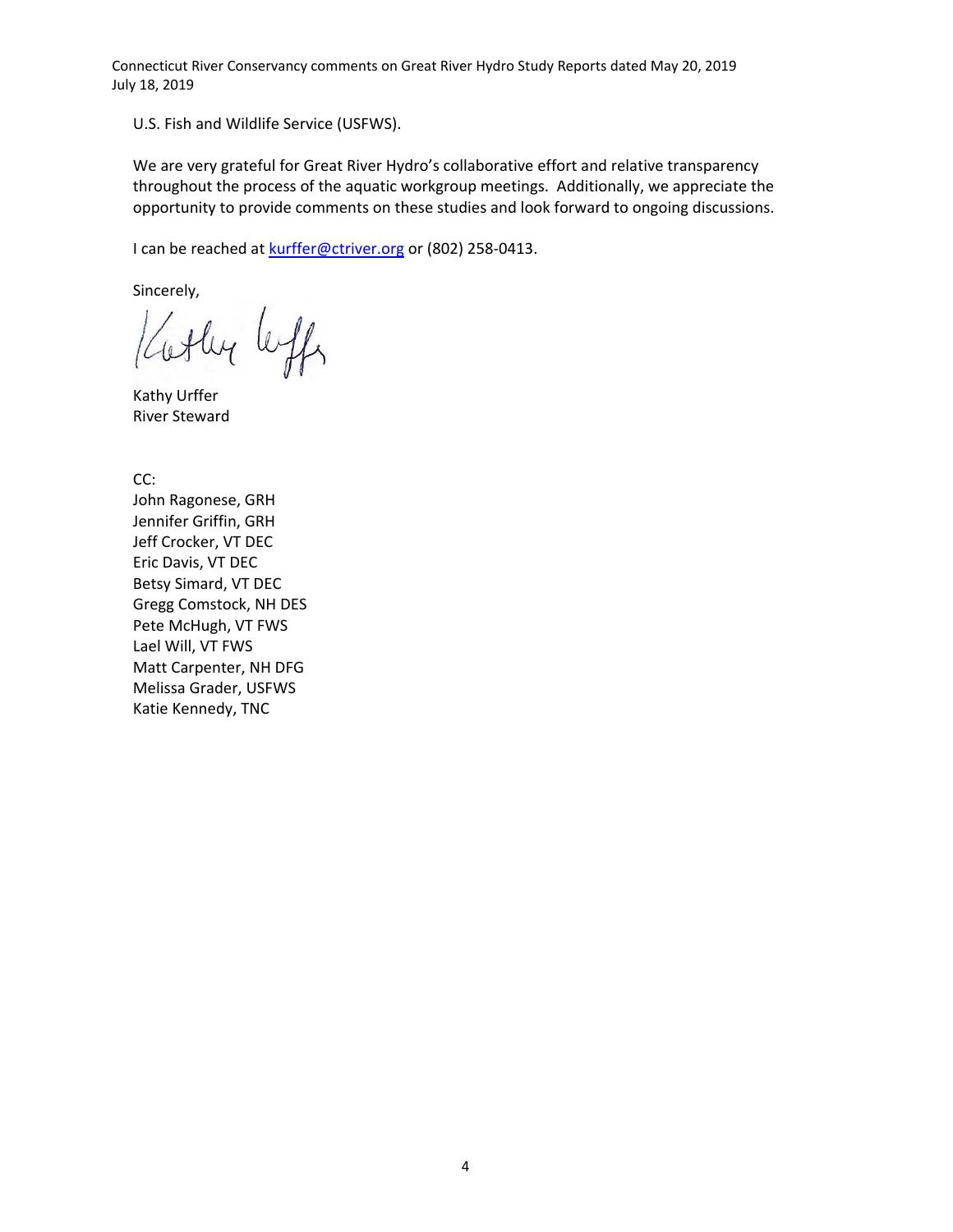U.S. Fish and Wildlife Service (USFWS).

We are very grateful for Great River Hydro's collaborative effort and relative transparency throughout the process of the aquatic workgroup meetings. Additionally, we appreciate the opportunity to provide comments on these studies and look forward to ongoing discussions.

I can be reached at kurffer@ctriver.org or (802) 258-0413.

Sincerely,

Kathy Urffer
River Steward

CC:
John Ragonese, GRH
Jennifer Griffin, GRH
Jeff Crocker, VT DEC
Eric Davis, VT DEC
Betsy Simard, VT DEC
Gregg Comstock, NH DES
Pete McHugh, VT FWS
Lael Will, VT FWS
Matt Carpenter, NH DFG
Melissa Grader, USFWS
Katie Kennedy, TNC